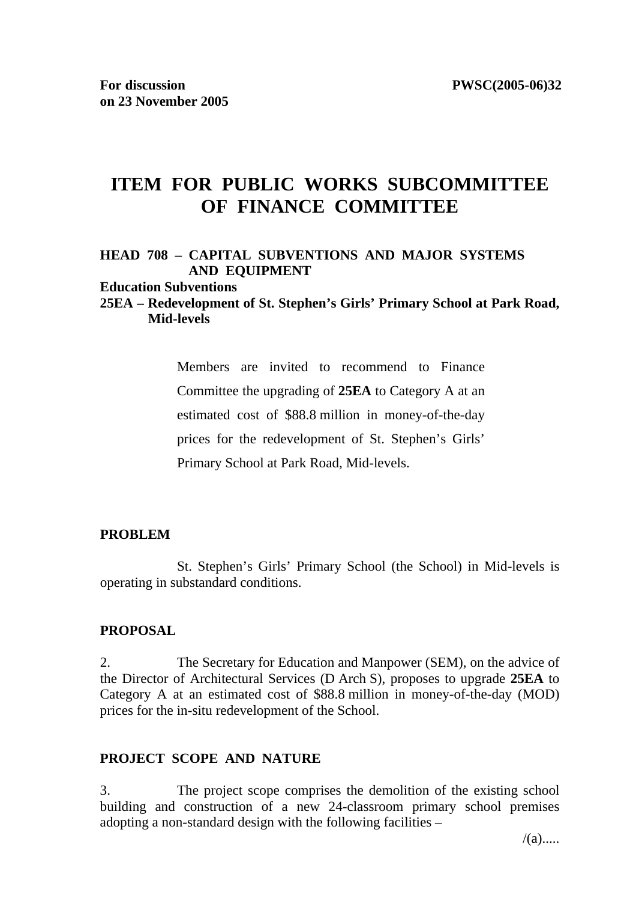**For discussion on 23 November 2005** **PWSC(2005-06)32**

# ITEM FOR PUBLIC WORKS SUBCOMMITTEE OF FINANCE COMMITTEE

**HEAD 708 – CAPITAL SUBVENTIONS AND MAJOR SYSTEMS AND EQUIPMENT**

**Education Subventions**

**25EA – Redevelopment of St. Stephen's Girls' Primary School at Park Road, Mid-levels**

> Members are invited to recommend to Finance Committee the upgrading of **25EA** to Category A at an estimated cost of $88.8 million in money-of-the-day prices for the redevelopment of St. Stephen's Girls' Primary School at Park Road, Mid-levels.

## PROBLEM

St. Stephen's Girls' Primary School (the School) in Mid-levels is operating in substandard conditions.

## PROPOSAL

2. The Secretary for Education and Manpower (SEM), on the advice of the Director of Architectural Services (D Arch S), proposes to upgrade **25EA** to Category A at an estimated cost of $88.8 million in money-of-the-day (MOD) prices for the in-situ redevelopment of the School.

## PROJECT SCOPE AND NATURE

3. The project scope comprises the demolition of the existing school building and construction of a new 24-classroom primary school premises adopting a non-standard design with the following facilities –

/(a).....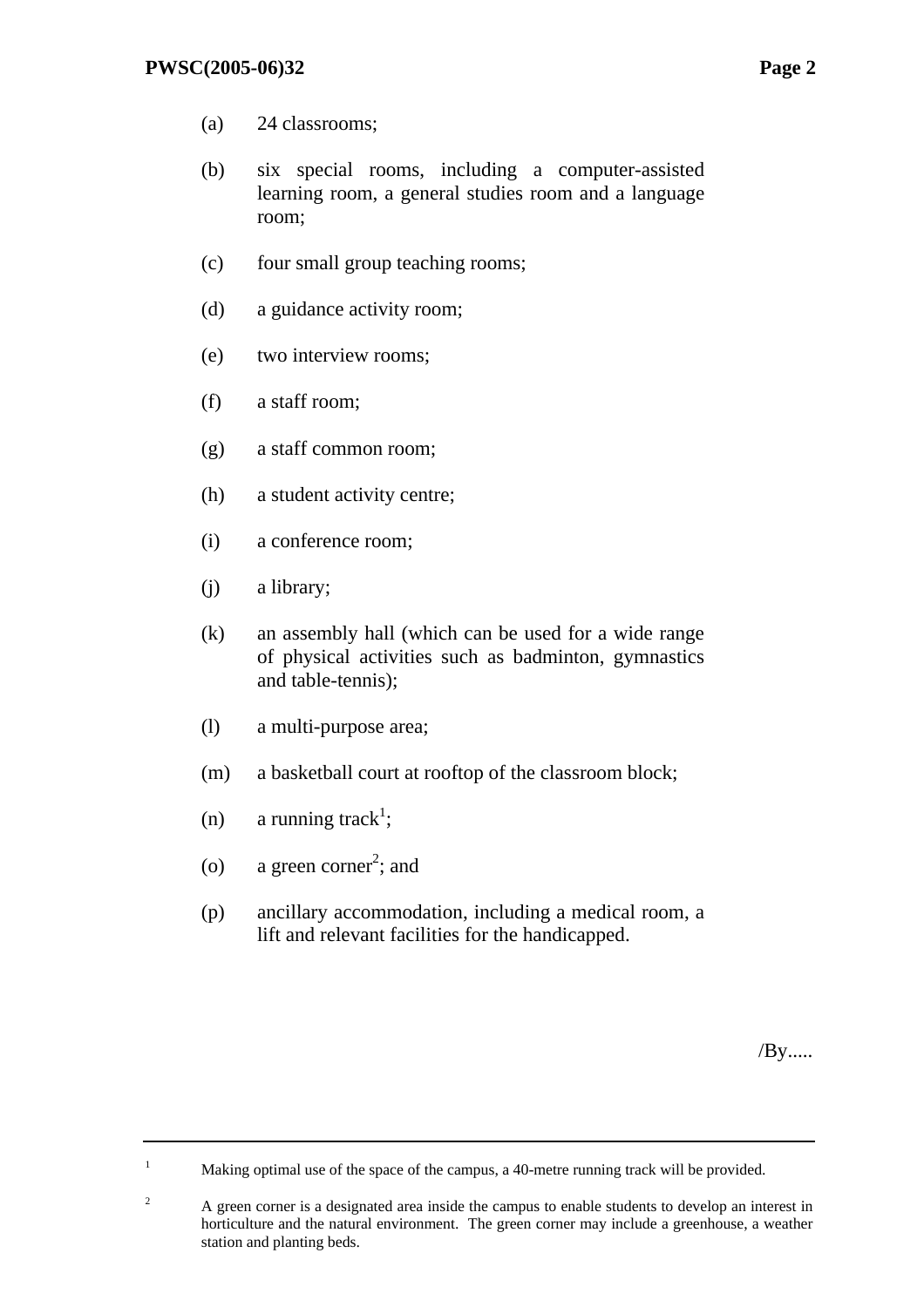(a) 24 classrooms;

(b) six special rooms, including a computer-assisted learning room, a general studies room and a language room;

(c) four small group teaching rooms;

(d) a guidance activity room;

(e) two interview rooms;

(f) a staff room;

(g) a staff common room;

(h) a student activity centre;

(i) a conference room;

(j) a library;

(k) an assembly hall (which can be used for a wide range of physical activities such as badminton, gymnastics and table-tennis);

(l) a multi-purpose area;

(m) a basketball court at rooftop of the classroom block;

(n) a running track[1];

(o) a green corner[2]; and

(p) ancillary accommodation, including a medical room, a lift and relevant facilities for the handicapped.

/By.....

---

[1] Making optimal use of the space of the campus, a 40-metre running track will be provided.

[2] A green corner is a designated area inside the campus to enable students to develop an interest in horticulture and the natural environment. The green corner may include a greenhouse, a weather station and planting beds.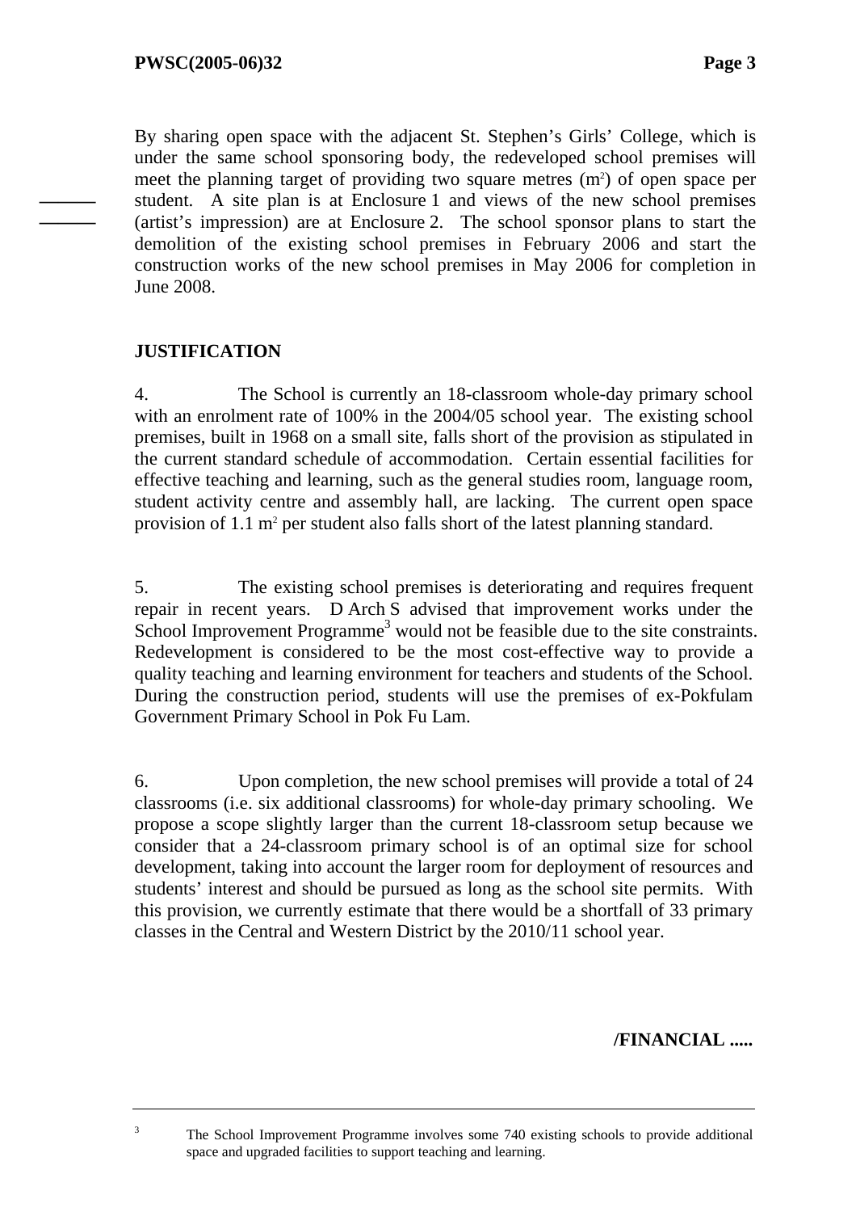By sharing open space with the adjacent St. Stephen's Girls' College, which is under the same school sponsoring body, the redeveloped school premises will meet the planning target of providing two square metres ($m^2$) of open space per student. A site plan is at Enclosure 1 and views of the new school premises (artist's impression) are at Enclosure 2. The school sponsor plans to start the demolition of the existing school premises in February 2006 and start the construction works of the new school premises in May 2006 for completion in June 2008.

## JUSTIFICATION

4. The School is currently an 18-classroom whole-day primary school with an enrolment rate of 100% in the 2004/05 school year. The existing school premises, built in 1968 on a small site, falls short of the provision as stipulated in the current standard schedule of accommodation. Certain essential facilities for effective teaching and learning, such as the general studies room, language room, student activity centre and assembly hall, are lacking. The current open space provision of 1.1 $m^2$ per student also falls short of the latest planning standard.

5. The existing school premises is deteriorating and requires frequent repair in recent years. D Arch S advised that improvement works under the School Improvement Programme[3] would not be feasible due to the site constraints. Redevelopment is considered to be the most cost-effective way to provide a quality teaching and learning environment for teachers and students of the School. During the construction period, students will use the premises of ex-Pokfulam Government Primary School in Pok Fu Lam.

6. Upon completion, the new school premises will provide a total of 24 classrooms (i.e. six additional classrooms) for whole-day primary schooling. We propose a scope slightly larger than the current 18-classroom setup because we consider that a 24-classroom primary school is of an optimal size for school development, taking into account the larger room for deployment of resources and students' interest and should be pursued as long as the school site permits. With this provision, we currently estimate that there would be a shortfall of 33 primary classes in the Central and Western District by the 2010/11 school year.

/FINANCIAL .....

---

[3] The School Improvement Programme involves some 740 existing schools to provide additional space and upgraded facilities to support teaching and learning.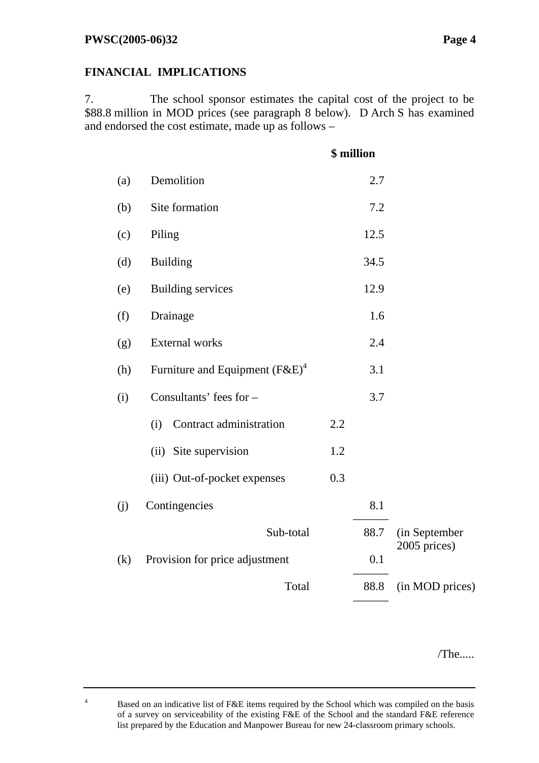## FINANCIAL IMPLICATIONS

7. The school sponsor estimates the capital cost of the project to be $88.8 million in MOD prices (see paragraph 8 below). D Arch S has examined and endorsed the cost estimate, made up as follows –

| | | | $ million | |
|---|---|---|---|---|
| (a) | Demolition | | 2.7 | |
| (b) | Site formation | | 7.2 | |
| (c) | Piling | | 12.5 | |
| (d) | Building | | 34.5 | |
| (e) | Building services | | 12.9 | |
| (f) | Drainage | | 1.6 | |
| (g) | External works | | 2.4 | |
| (h) | Furniture and Equipment (F&E)[4] | | 3.1 | |
| (i) | Consultants' fees for – | | 3.7 | |
| | (i) Contract administration | 2.2 | | |
| | (ii) Site supervision | 1.2 | | |
| | (iii) Out-of-pocket expenses | 0.3 | | |
| (j) | Contingencies | | 8.1 | |
| | Sub-total | | 88.7 | (in September 2005 prices) |
| (k) | Provision for price adjustment | | 0.1 | |
| | Total | | 88.8 | (in MOD prices) |

/The.....

[4] Based on an indicative list of F&E items required by the School which was compiled on the basis of a survey on serviceability of the existing F&E of the School and the standard F&E reference list prepared by the Education and Manpower Bureau for new 24-classroom primary schools.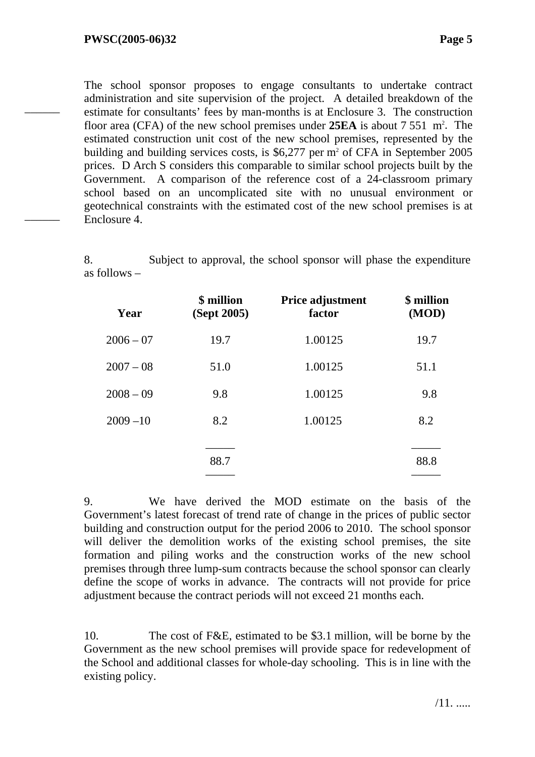The school sponsor proposes to engage consultants to undertake contract administration and site supervision of the project. A detailed breakdown of the estimate for consultants' fees by man-months is at Enclosure 3. The construction floor area (CFA) of the new school premises under **25EA** is about 7 551 $m^2$. The estimated construction unit cost of the new school premises, represented by the building and building services costs, is \$6,277 per $m^2$ of CFA in September 2005 prices. D Arch S considers this comparable to similar school projects built by the Government. A comparison of the reference cost of a 24-classroom primary school based on an uncomplicated site with no unusual environment or geotechnical constraints with the estimated cost of the new school premises is at Enclosure 4.

8. Subject to approval, the school sponsor will phase the expenditure as follows –

| Year | \$ million (Sept 2005) | Price adjustment factor | \$ million (MOD) |
|---|---|---|---|
| 2006 – 07 | 19.7 | 1.00125 | 19.7 |
| 2007 – 08 | 51.0 | 1.00125 | 51.1 |
| 2008 – 09 | 9.8 | 1.00125 | 9.8 |
| 2009 –10 | 8.2 | 1.00125 | 8.2 |
| | 88.7 | | 88.8 |

9. We have derived the MOD estimate on the basis of the Government's latest forecast of trend rate of change in the prices of public sector building and construction output for the period 2006 to 2010. The school sponsor will deliver the demolition works of the existing school premises, the site formation and piling works and the construction works of the new school premises through three lump-sum contracts because the school sponsor can clearly define the scope of works in advance. The contracts will not provide for price adjustment because the contract periods will not exceed 21 months each.

10. The cost of F&E, estimated to be \$3.1 million, will be borne by the Government as the new school premises will provide space for redevelopment of the School and additional classes for whole-day schooling. This is in line with the existing policy.

/11. .....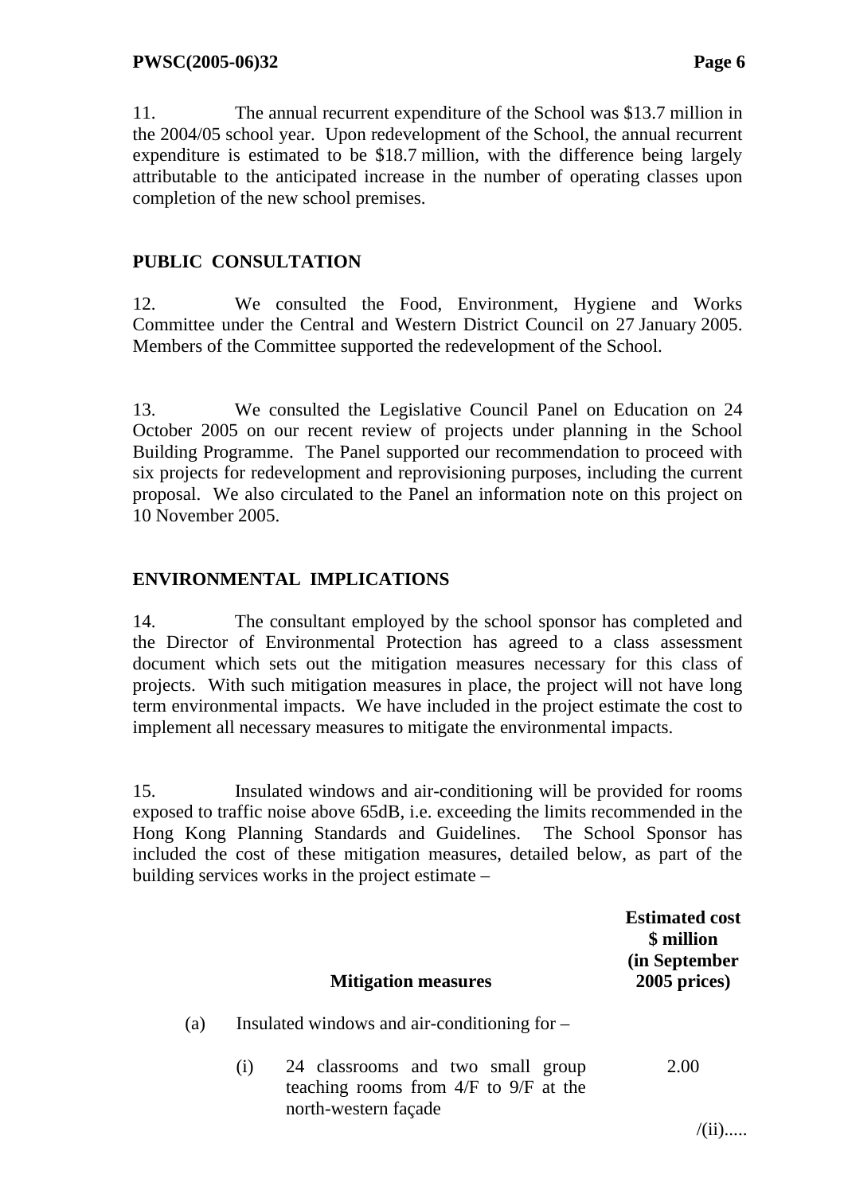11. The annual recurrent expenditure of the School was $13.7 million in the 2004/05 school year. Upon redevelopment of the School, the annual recurrent expenditure is estimated to be $18.7 million, with the difference being largely attributable to the anticipated increase in the number of operating classes upon completion of the new school premises.

## PUBLIC CONSULTATION

12. We consulted the Food, Environment, Hygiene and Works Committee under the Central and Western District Council on 27 January 2005. Members of the Committee supported the redevelopment of the School.

13. We consulted the Legislative Council Panel on Education on 24 October 2005 on our recent review of projects under planning in the School Building Programme. The Panel supported our recommendation to proceed with six projects for redevelopment and reprovisioning purposes, including the current proposal. We also circulated to the Panel an information note on this project on 10 November 2005.

## ENVIRONMENTAL IMPLICATIONS

14. The consultant employed by the school sponsor has completed and the Director of Environmental Protection has agreed to a class assessment document which sets out the mitigation measures necessary for this class of projects. With such mitigation measures in place, the project will not have long term environmental impacts. We have included in the project estimate the cost to implement all necessary measures to mitigate the environmental impacts.

15. Insulated windows and air-conditioning will be provided for rooms exposed to traffic noise above 65dB, i.e. exceeding the limits recommended in the Hong Kong Planning Standards and Guidelines. The School Sponsor has included the cost of these mitigation measures, detailed below, as part of the building services works in the project estimate –

| | | Mitigation measures | Estimated cost $ million (in September 2005 prices) |
|---|---|---|---|
| (a) | | Insulated windows and air-conditioning for – | |
| | (i) | 24 classrooms and two small group teaching rooms from 4/F to 9/F at the north-western façade | 2.00 |

/(ii).....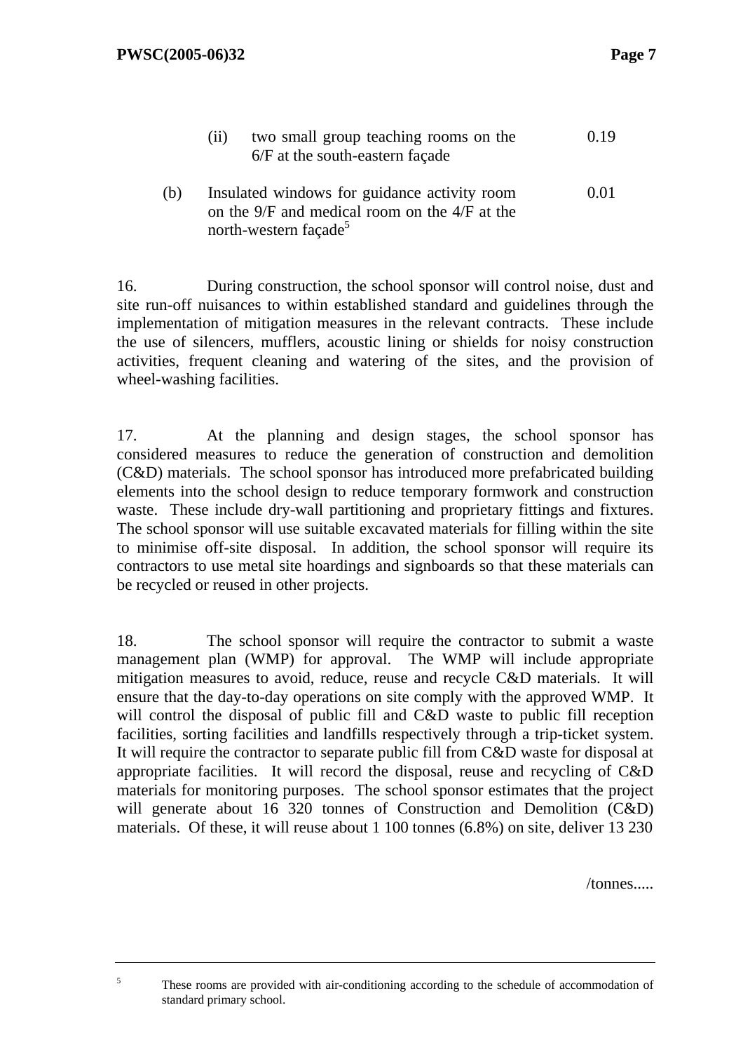|  |  |  | $ million |
|---|---|---|---|
|  | (ii) | two small group teaching rooms on the 6/F at the south-eastern façade | 0.19 |
| (b) | Insulated windows for guidance activity room on the 9/F and medical room on the 4/F at the north-western façade[5] |  | 0.01 |

16. During construction, the school sponsor will control noise, dust and site run-off nuisances to within established standard and guidelines through the implementation of mitigation measures in the relevant contracts. These include the use of silencers, mufflers, acoustic lining or shields for noisy construction activities, frequent cleaning and watering of the sites, and the provision of wheel-washing facilities.

17. At the planning and design stages, the school sponsor has considered measures to reduce the generation of construction and demolition (C&D) materials. The school sponsor has introduced more prefabricated building elements into the school design to reduce temporary formwork and construction waste. These include dry-wall partitioning and proprietary fittings and fixtures. The school sponsor will use suitable excavated materials for filling within the site to minimise off-site disposal. In addition, the school sponsor will require its contractors to use metal site hoardings and signboards so that these materials can be recycled or reused in other projects.

18. The school sponsor will require the contractor to submit a waste management plan (WMP) for approval. The WMP will include appropriate mitigation measures to avoid, reduce, reuse and recycle C&D materials. It will ensure that the day-to-day operations on site comply with the approved WMP. It will control the disposal of public fill and C&D waste to public fill reception facilities, sorting facilities and landfills respectively through a trip-ticket system. It will require the contractor to separate public fill from C&D waste for disposal at appropriate facilities. It will record the disposal, reuse and recycling of C&D materials for monitoring purposes. The school sponsor estimates that the project will generate about 16 320 tonnes of Construction and Demolition (C&D) materials. Of these, it will reuse about 1 100 tonnes (6.8%) on site, deliver 13 230

/tonnes.....

---

[5] These rooms are provided with air-conditioning according to the schedule of accommodation of standard primary school.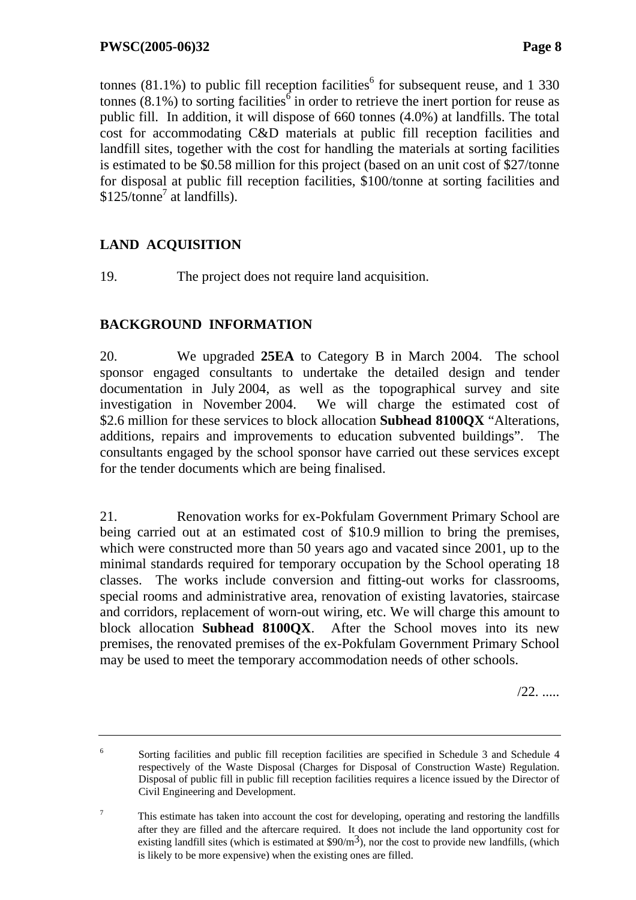tonnes (81.1%) to public fill reception facilities[6] for subsequent reuse, and 1 330 tonnes (8.1%) to sorting facilities[6] in order to retrieve the inert portion for reuse as public fill. In addition, it will dispose of 660 tonnes (4.0%) at landfills. The total cost for accommodating C&D materials at public fill reception facilities and landfill sites, together with the cost for handling the materials at sorting facilities is estimated to be $0.58 million for this project (based on an unit cost of $27/tonne for disposal at public fill reception facilities, $100/tonne at sorting facilities and $125/tonne[7] at landfills).

## LAND ACQUISITION

19. The project does not require land acquisition.

## BACKGROUND INFORMATION

20. We upgraded **25EA** to Category B in March 2004. The school sponsor engaged consultants to undertake the detailed design and tender documentation in July 2004, as well as the topographical survey and site investigation in November 2004. We will charge the estimated cost of $2.6 million for these services to block allocation **Subhead 8100QX** "Alterations, additions, repairs and improvements to education subvented buildings". The consultants engaged by the school sponsor have carried out these services except for the tender documents which are being finalised.

21. Renovation works for ex-Pokfulam Government Primary School are being carried out at an estimated cost of $10.9 million to bring the premises, which were constructed more than 50 years ago and vacated since 2001, up to the minimal standards required for temporary occupation by the School operating 18 classes. The works include conversion and fitting-out works for classrooms, special rooms and administrative area, renovation of existing lavatories, staircase and corridors, replacement of worn-out wiring, etc. We will charge this amount to block allocation **Subhead 8100QX**. After the School moves into its new premises, the renovated premises of the ex-Pokfulam Government Primary School may be used to meet the temporary accommodation needs of other schools.

/22. .....

---

[6] Sorting facilities and public fill reception facilities are specified in Schedule 3 and Schedule 4 respectively of the Waste Disposal (Charges for Disposal of Construction Waste) Regulation. Disposal of public fill in public fill reception facilities requires a licence issued by the Director of Civil Engineering and Development.

[7] This estimate has taken into account the cost for developing, operating and restoring the landfills after they are filled and the aftercare required. It does not include the land opportunity cost for existing landfill sites (which is estimated at $90/m$^3$), nor the cost to provide new landfills, (which is likely to be more expensive) when the existing ones are filled.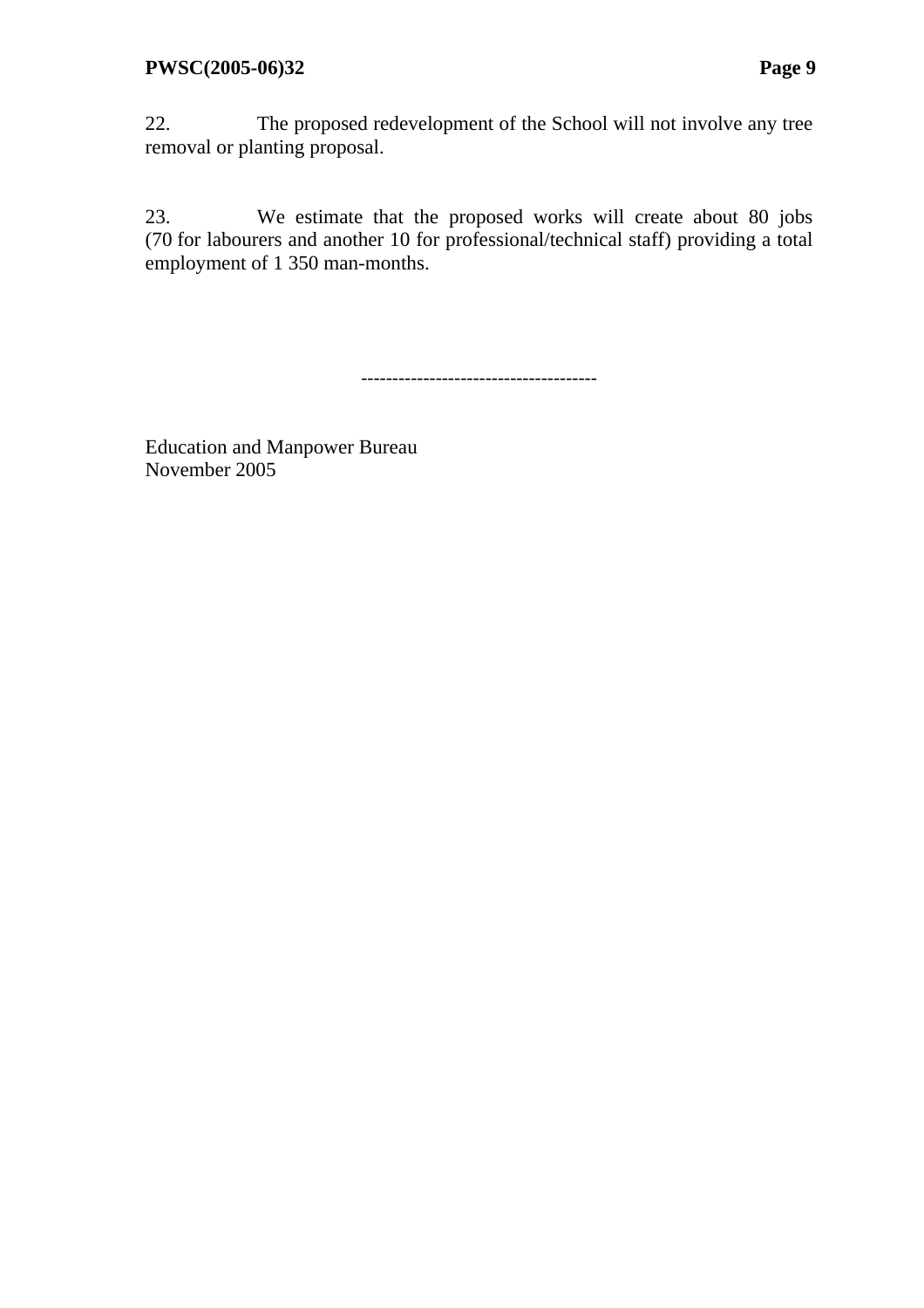22. The proposed redevelopment of the School will not involve any tree removal or planting proposal.

23. We estimate that the proposed works will create about 80 jobs (70 for labourers and another 10 for professional/technical staff) providing a total employment of 1 350 man-months.

--------------------------------------

Education and Manpower Bureau
November 2005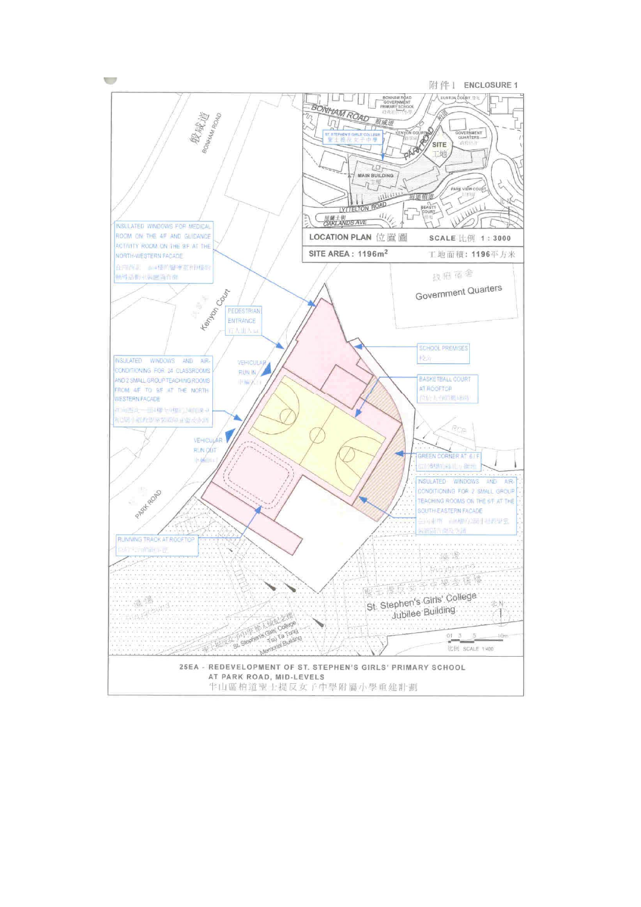附件 1　ENCLOSURE 1

**LOCATION PLAN 位置圖**　**SCALE 比例 1 : 3000**

**SITE AREA : 1196m²**　工地面積：1196平方米

BONHAM ROAD 般咸道

BONHAM ROAD GOVERNMENT PRIMARY SCHOOL

EUSTON COURT

ST. STEPHEN'S GIRLS' COLLEGE 聖士提反女子中學

KENYON COURT

PARK ROAD 柏道

SITE 工地

GOVERNMENT QUARTERS 政府宿舍

MAIN BUILDING 主樓

PARK VIEW COURT

LYTTELTON ROAD 列堤頓道

BEAUTY COURT

OAKLANDS AVE 屋蘭士街

Kenyon Court

Government Quarters 政府宿舍

INSULATED WINDOWS FOR MEDICAL ROOM ON THE 4/F AND GUIDANCE ACTIVITY ROOM ON THE 9/F AT THE NORTH-WESTERN FACADE

PEDESTRIAN ENTRANCE 行人出入口

VEHICULAR RUN IN 車輛入口

VEHICULAR RUN OUT 車輛出口

INSULATED WINDOWS AND AIR-CONDITIONING FOR 24 CLASSROOMS AND 2 SMALL GROUP TEACHING ROOMS FROM 4/F TO 9/F AT THE NORTH WESTERN FACADE

SCHOOL PREMISES 校舍

BASKETBALL COURT AT ROOFTOP

GREEN CORNER AT 6/F

INSULATED WINDOWS AND AIR-CONDITIONING FOR 2 SMALL GROUP TEACHING ROOMS ON THE 6/F AT THE SOUTH-EASTERN FACADE

RUNNING TRACK AT ROOFTOP

ROP

PARK ROAD

St. Stephen's Girls' College Jubilee Building 聖士提反女子中學禧年樓

St. Stephen's Girls' College Tsu Ta Tong Memorial Building

SCALE 1:400 比例

**25EA - REDEVELOPMENT OF ST. STEPHEN'S GIRLS' PRIMARY SCHOOL AT PARK ROAD, MID-LEVELS**

半山區柏道聖士提反女子中學附屬小學重建計劃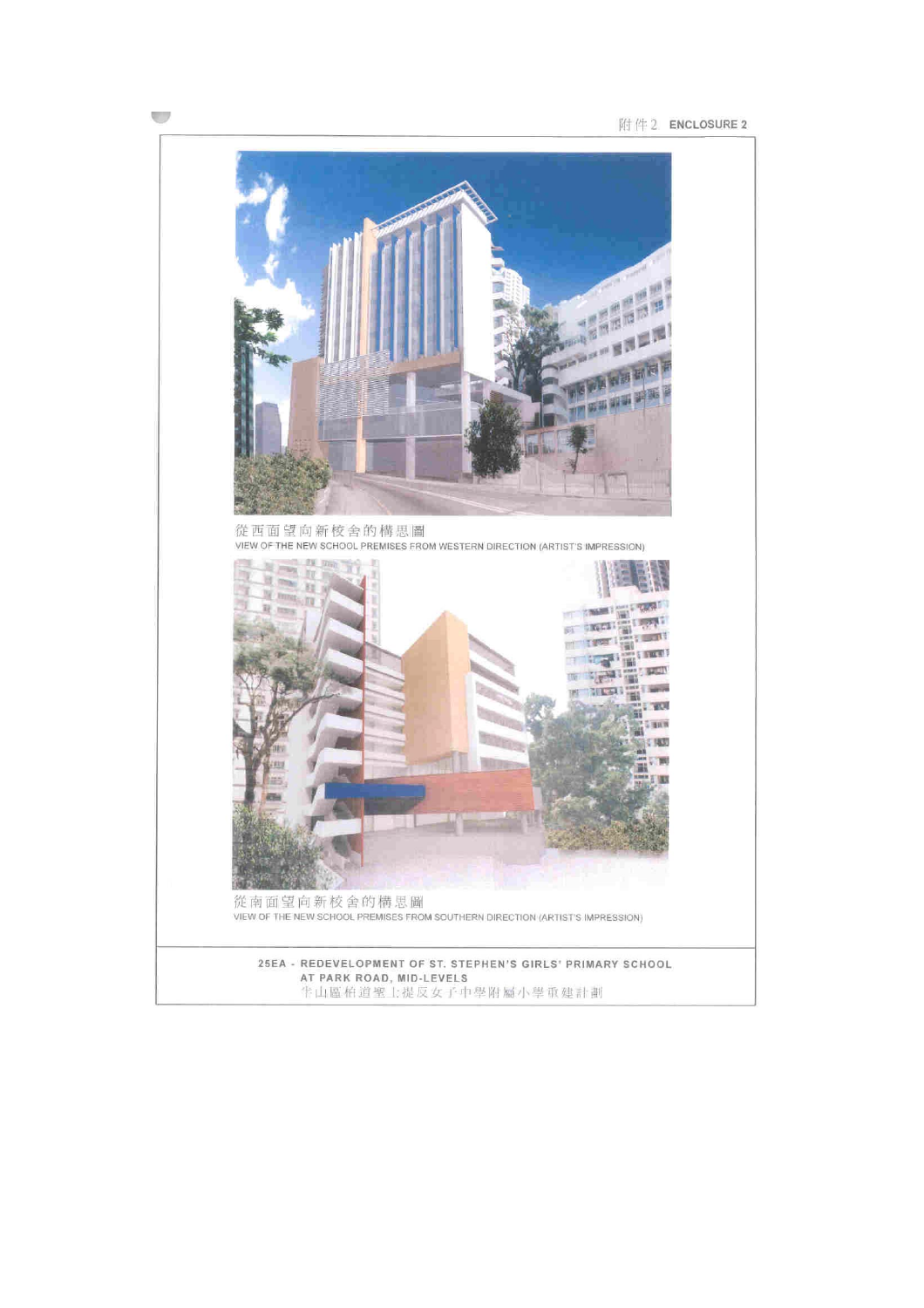附件 2 **ENCLOSURE 2**

從西面望向新校舍的構思圖

VIEW OF THE NEW SCHOOL PREMISES FROM WESTERN DIRECTION (ARTIST'S IMPRESSION)

從南面望向新校舍的構思圖

VIEW OF THE NEW SCHOOL PREMISES FROM SOUTHERN DIRECTION (ARTIST'S IMPRESSION)

**25EA - REDEVELOPMENT OF ST. STEPHEN'S GIRLS' PRIMARY SCHOOL AT PARK ROAD, MID-LEVELS**

半山區柏道聖士提反女子中學附屬小學重建計劃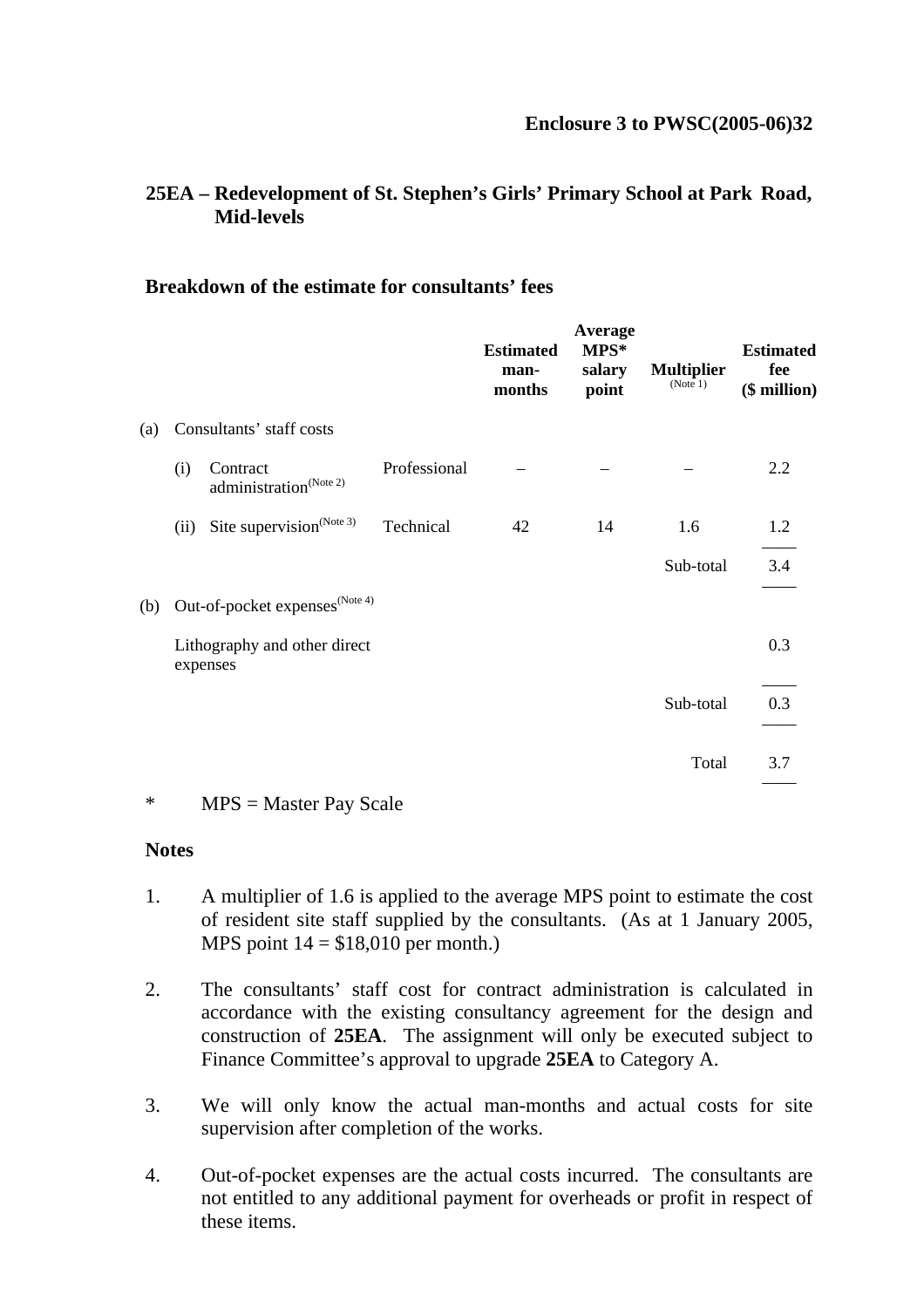**Enclosure 3 to PWSC(2005-06)32**

## 25EA – Redevelopment of St. Stephen's Girls' Primary School at Park Road, Mid-levels

### Breakdown of the estimate for consultants' fees

| | | | | Estimated man-months | Average MPS* salary point | Multiplier (Note 1) | Estimated fee ($ million) |
|---|---|---|---|---|---|---|---|
| (a) | Consultants' staff costs | | | | | | |
| | (i) | Contract administration(Note 2) | Professional | – | – | – | 2.2 |
| | (ii) | Site supervision(Note 3) | Technical | 42 | 14 | 1.6 | 1.2 |
| | | | | | | Sub-total | 3.4 |
| (b) | Out-of-pocket expenses(Note 4) | | | | | | |
| | Lithography and other direct expenses | | | | | | 0.3 |
| | | | | | | Sub-total | 0.3 |
| | | | | | | Total | 3.7 |

\* MPS = Master Pay Scale

**Notes**

1. A multiplier of 1.6 is applied to the average MPS point to estimate the cost of resident site staff supplied by the consultants. (As at 1 January 2005, MPS point 14 = $18,010 per month.)

2. The consultants' staff cost for contract administration is calculated in accordance with the existing consultancy agreement for the design and construction of **25EA**. The assignment will only be executed subject to Finance Committee's approval to upgrade **25EA** to Category A.

3. We will only know the actual man-months and actual costs for site supervision after completion of the works.

4. Out-of-pocket expenses are the actual costs incurred. The consultants are not entitled to any additional payment for overheads or profit in respect of these items.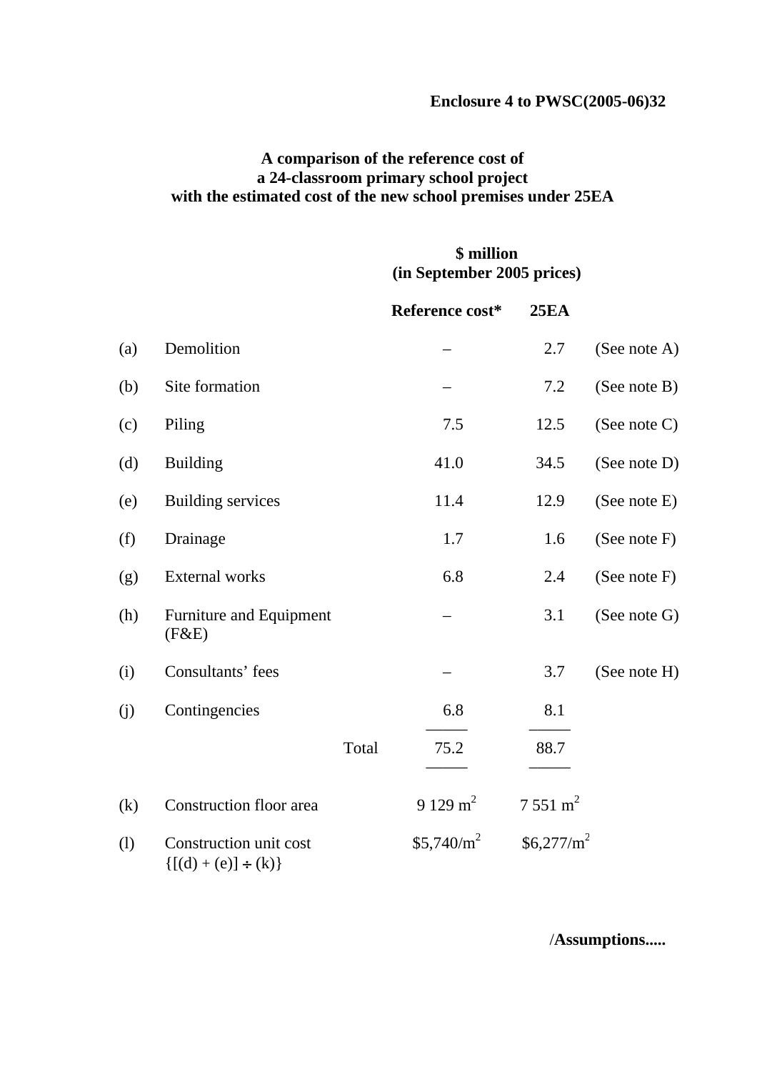**Enclosure 4 to PWSC(2005-06)32**

**A comparison of the reference cost of a 24-classroom primary school project with the estimated cost of the new school premises under 25EA**

| | | $ million (in September 2005 prices) | | |
|---|---|---|---|---|
| | | **Reference cost*** | **25EA** | |
| (a) | Demolition | – | 2.7 | (See note A) |
| (b) | Site formation | – | 7.2 | (See note B) |
| (c) | Piling | 7.5 | 12.5 | (See note C) |
| (d) | Building | 41.0 | 34.5 | (See note D) |
| (e) | Building services | 11.4 | 12.9 | (See note E) |
| (f) | Drainage | 1.7 | 1.6 | (See note F) |
| (g) | External works | 6.8 | 2.4 | (See note F) |
| (h) | Furniture and Equipment (F&E) | – | 3.1 | (See note G) |
| (i) | Consultants' fees | – | 3.7 | (See note H) |
| (j) | Contingencies | 6.8 | 8.1 | |
| | Total | 75.2 | 88.7 | |
| (k) | Construction floor area | 9 129 $m^2$ | 7 551 $m^2$ | |
| (l) | Construction unit cost {[(d) + (e)] ÷ (k)} | $5,740/$m^2$ | $6,277/$m^2$ | |

/**Assumptions.....**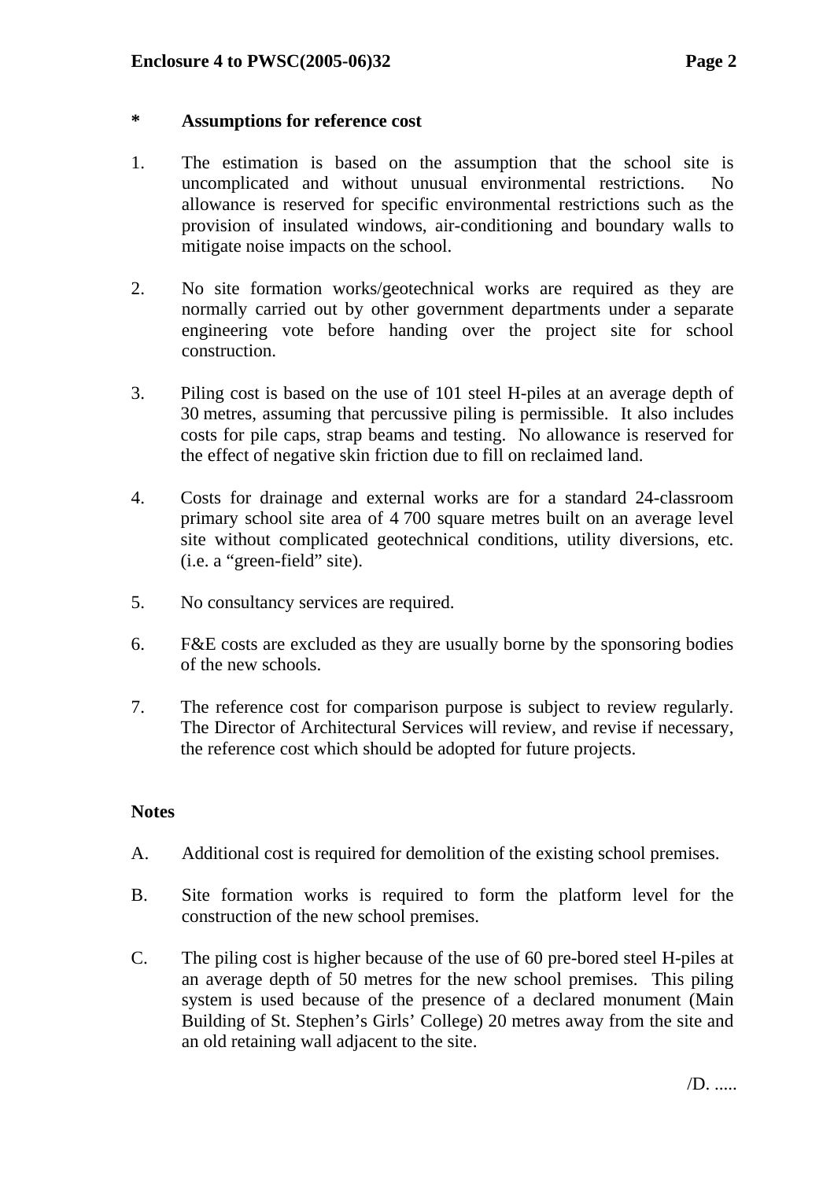**\*	Assumptions for reference cost**

1. The estimation is based on the assumption that the school site is uncomplicated and without unusual environmental restrictions. No allowance is reserved for specific environmental restrictions such as the provision of insulated windows, air-conditioning and boundary walls to mitigate noise impacts on the school.

2. No site formation works/geotechnical works are required as they are normally carried out by other government departments under a separate engineering vote before handing over the project site for school construction.

3. Piling cost is based on the use of 101 steel H-piles at an average depth of 30 metres, assuming that percussive piling is permissible. It also includes costs for pile caps, strap beams and testing. No allowance is reserved for the effect of negative skin friction due to fill on reclaimed land.

4. Costs for drainage and external works are for a standard 24-classroom primary school site area of 4 700 square metres built on an average level site without complicated geotechnical conditions, utility diversions, etc. (i.e. a "green-field" site).

5. No consultancy services are required.

6. F&E costs are excluded as they are usually borne by the sponsoring bodies of the new schools.

7. The reference cost for comparison purpose is subject to review regularly. The Director of Architectural Services will review, and revise if necessary, the reference cost which should be adopted for future projects.

**Notes**

A. Additional cost is required for demolition of the existing school premises.

B. Site formation works is required to form the platform level for the construction of the new school premises.

C. The piling cost is higher because of the use of 60 pre-bored steel H-piles at an average depth of 50 metres for the new school premises. This piling system is used because of the presence of a declared monument (Main Building of St. Stephen's Girls' College) 20 metres away from the site and an old retaining wall adjacent to the site.

/D. .....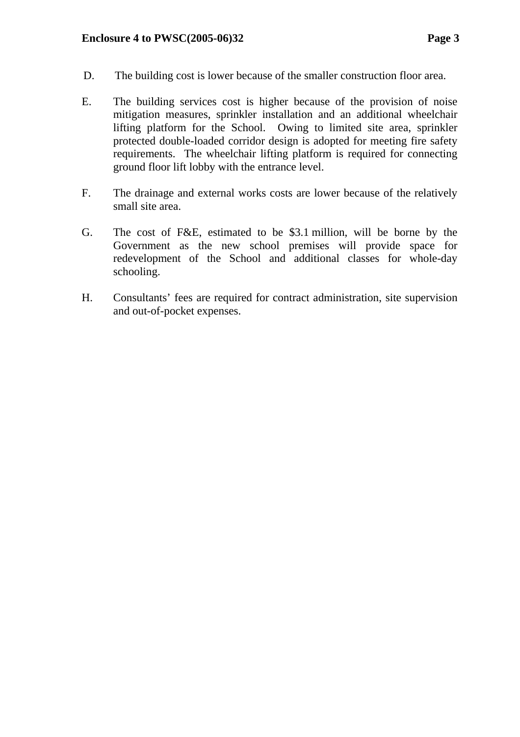D. The building cost is lower because of the smaller construction floor area.

E. The building services cost is higher because of the provision of noise mitigation measures, sprinkler installation and an additional wheelchair lifting platform for the School. Owing to limited site area, sprinkler protected double-loaded corridor design is adopted for meeting fire safety requirements. The wheelchair lifting platform is required for connecting ground floor lift lobby with the entrance level.

F. The drainage and external works costs are lower because of the relatively small site area.

G. The cost of F&E, estimated to be $3.1 million, will be borne by the Government as the new school premises will provide space for redevelopment of the School and additional classes for whole-day schooling.

H. Consultants' fees are required for contract administration, site supervision and out-of-pocket expenses.